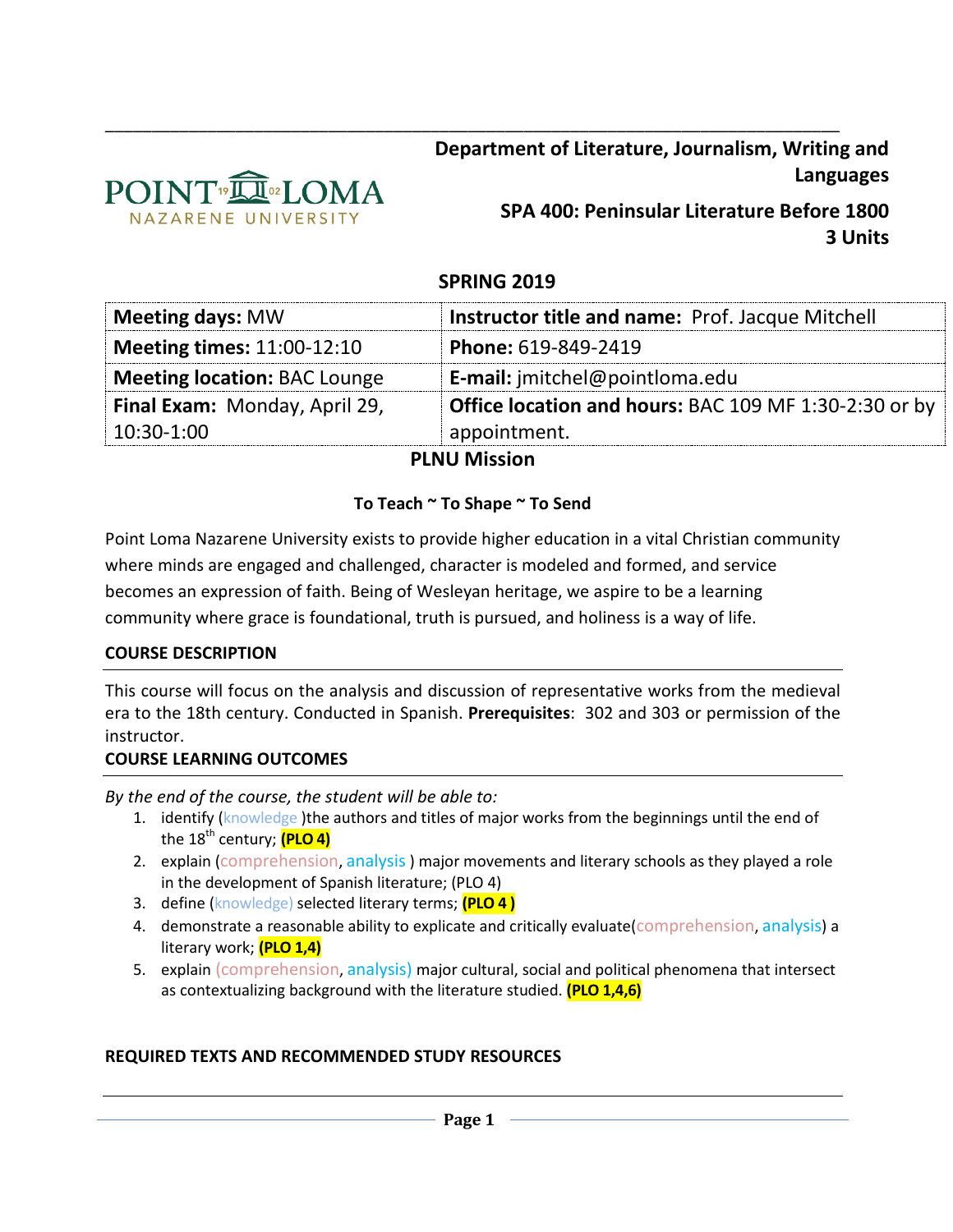**Department of Literature, Journalism, Writing and Languages**

**SPA 400: Peninsular Literature Before 1800**
**3 Units**

## SPRING 2019

| | |
|---|---|
| **Meeting days:** MW | **Instructor title and name:** Prof. Jacque Mitchell |
| **Meeting times:** 11:00-12:10 | **Phone:** 619-849-2419 |
| **Meeting location:** BAC Lounge | **E-mail:** jmitchel@pointloma.edu |
| **Final Exam:** Monday, April 29, 10:30-1:00 | **Office location and hours:** BAC 109 MF 1:30-2:30 or by appointment. |

## PLNU Mission

**To Teach ~ To Shape ~ To Send**

Point Loma Nazarene University exists to provide higher education in a vital Christian community where minds are engaged and challenged, character is modeled and formed, and service becomes an expression of faith. Being of Wesleyan heritage, we aspire to be a learning community where grace is foundational, truth is pursued, and holiness is a way of life.

### COURSE DESCRIPTION

This course will focus on the analysis and discussion of representative works from the medieval era to the 18th century. Conducted in Spanish. **Prerequisites**: 302 and 303 or permission of the instructor.

### COURSE LEARNING OUTCOMES

*By the end of the course, the student will be able to:*

1. identify (knowledge )the authors and titles of major works from the beginnings until the end of the 18th century; **(PLO 4)**
2. explain (comprehension, analysis ) major movements and literary schools as they played a role in the development of Spanish literature; (PLO 4)
3. define (knowledge) selected literary terms; **(PLO 4 )**
4. demonstrate a reasonable ability to explicate and critically evaluate(comprehension, analysis) a literary work; **(PLO 1,4)**
5. explain (comprehension, analysis) major cultural, social and political phenomena that intersect as contextualizing background with the literature studied. **(PLO 1,4,6)**

### REQUIRED TEXTS AND RECOMMENDED STUDY RESOURCES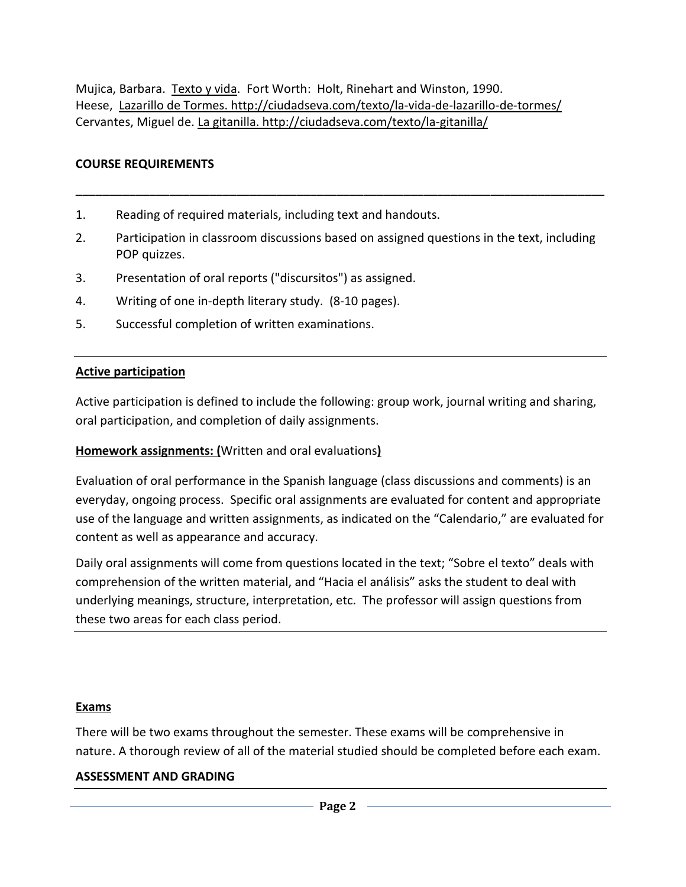Mujica, Barbara. Texto y vida. Fort Worth: Holt, Rinehart and Winston, 1990.
Heese, Lazarillo de Tormes. http://ciudadseva.com/texto/la-vida-de-lazarillo-de-tormes/
Cervantes, Miguel de. La gitanilla. http://ciudadseva.com/texto/la-gitanilla/

**COURSE REQUIREMENTS**

1. Reading of required materials, including text and handouts.
2. Participation in classroom discussions based on assigned questions in the text, including POP quizzes.
3. Presentation of oral reports ("discursitos") as assigned.
4. Writing of one in-depth literary study. (8-10 pages).
5. Successful completion of written examinations.

**Active participation**

Active participation is defined to include the following: group work, journal writing and sharing, oral participation, and completion of daily assignments.

**Homework assignments: (**Written and oral evaluations**)**

Evaluation of oral performance in the Spanish language (class discussions and comments) is an everyday, ongoing process. Specific oral assignments are evaluated for content and appropriate use of the language and written assignments, as indicated on the "Calendario," are evaluated for content as well as appearance and accuracy.

Daily oral assignments will come from questions located in the text; "Sobre el texto" deals with comprehension of the written material, and "Hacia el análisis" asks the student to deal with underlying meanings, structure, interpretation, etc. The professor will assign questions from these two areas for each class period.

**Exams**

There will be two exams throughout the semester. These exams will be comprehensive in nature. A thorough review of all of the material studied should be completed before each exam.

**ASSESSMENT AND GRADING**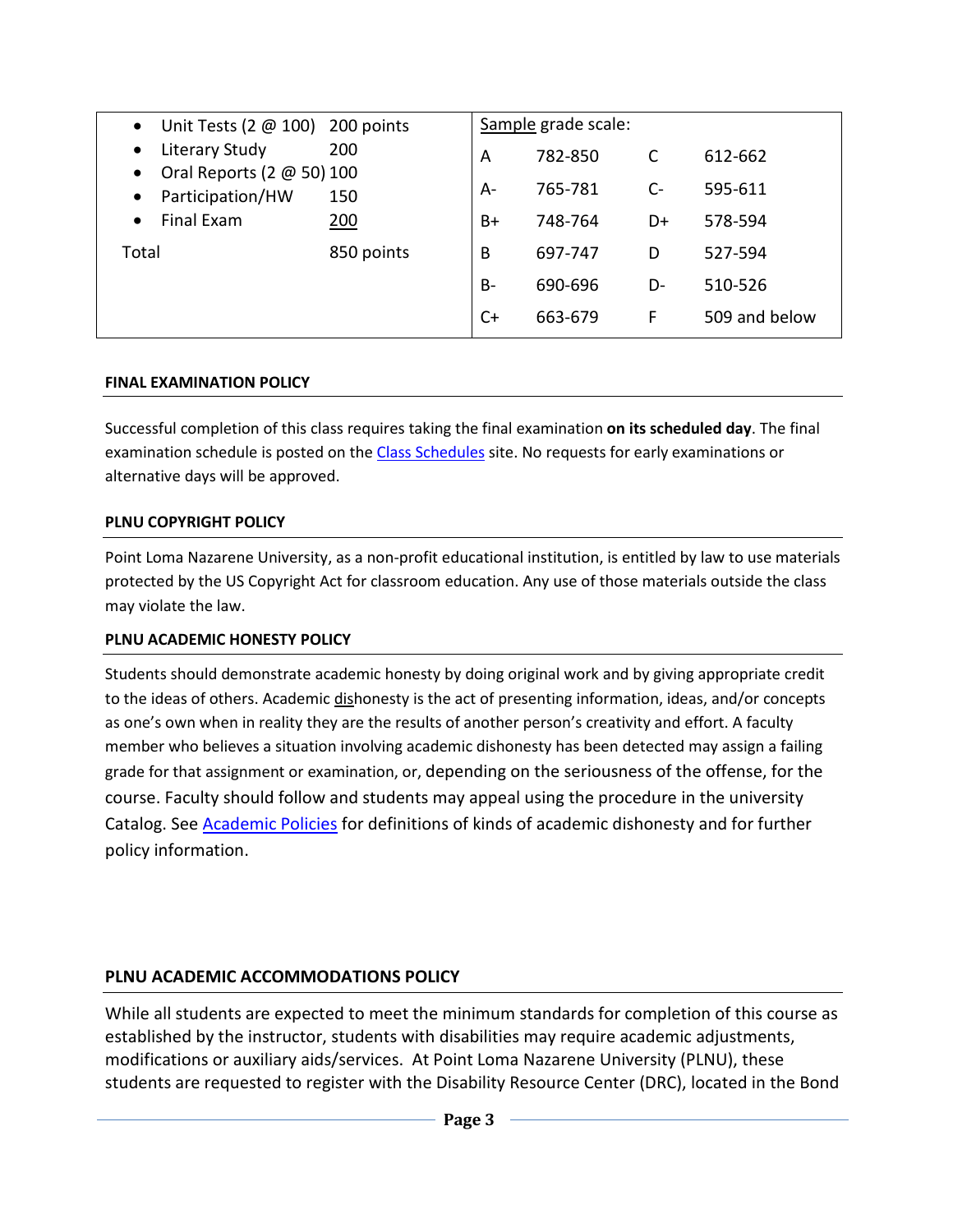| Component | Points |
|---|---|
| Unit Tests (2 @ 100) | 200 points |
| Literary Study | 200 |
| Oral Reports (2 @ 50) | 100 |
| Participation/HW | 150 |
| Final Exam | 200 |
| Total | 850 points |

Sample grade scale:

| | | | |
|---|---|---|---|
| A | 782-850 | C | 612-662 |
| A- | 765-781 | C- | 595-611 |
| B+ | 748-764 | D+ | 578-594 |
| B | 697-747 | D | 527-594 |
| B- | 690-696 | D- | 510-526 |
| C+ | 663-679 | F | 509 and below |

## FINAL EXAMINATION POLICY

Successful completion of this class requires taking the final examination **on its scheduled day**. The final examination schedule is posted on the Class Schedules site. No requests for early examinations or alternative days will be approved.

## PLNU COPYRIGHT POLICY

Point Loma Nazarene University, as a non-profit educational institution, is entitled by law to use materials protected by the US Copyright Act for classroom education. Any use of those materials outside the class may violate the law.

## PLNU ACADEMIC HONESTY POLICY

Students should demonstrate academic honesty by doing original work and by giving appropriate credit to the ideas of others. Academic dishonesty is the act of presenting information, ideas, and/or concepts as one's own when in reality they are the results of another person's creativity and effort. A faculty member who believes a situation involving academic dishonesty has been detected may assign a failing grade for that assignment or examination, or, depending on the seriousness of the offense, for the course. Faculty should follow and students may appeal using the procedure in the university Catalog. See Academic Policies for definitions of kinds of academic dishonesty and for further policy information.

## PLNU ACADEMIC ACCOMMODATIONS POLICY

While all students are expected to meet the minimum standards for completion of this course as established by the instructor, students with disabilities may require academic adjustments, modifications or auxiliary aids/services. At Point Loma Nazarene University (PLNU), these students are requested to register with the Disability Resource Center (DRC), located in the Bond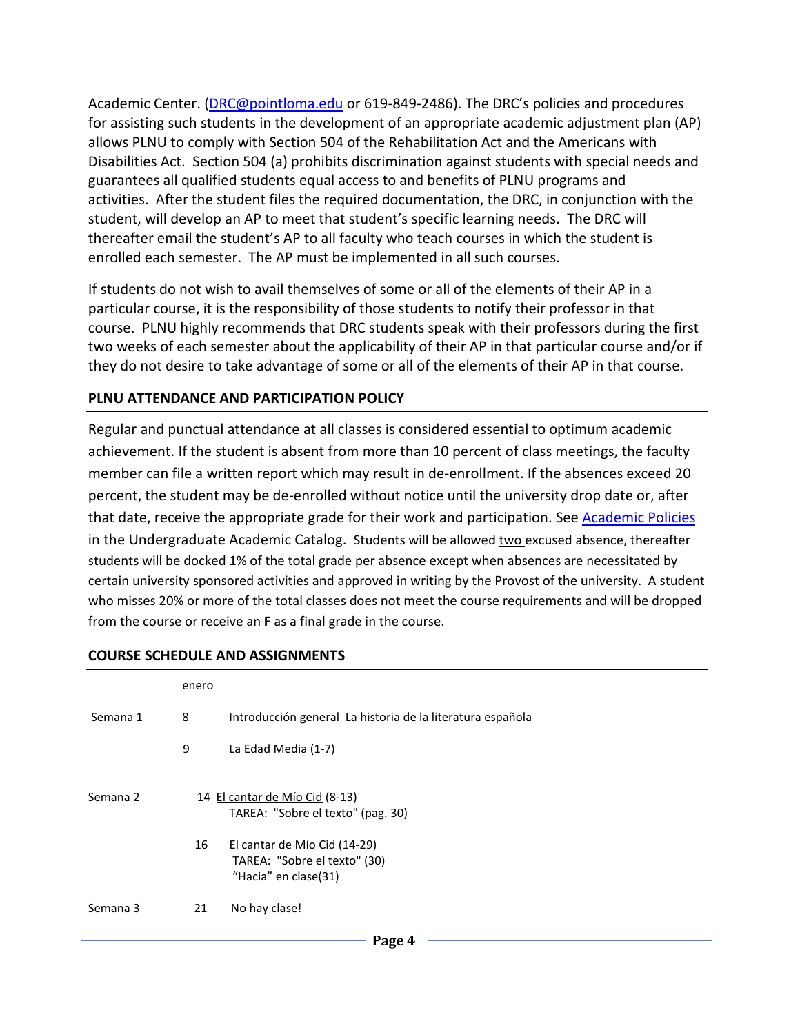Academic Center. (DRC@pointloma.edu or 619-849-2486). The DRC's policies and procedures for assisting such students in the development of an appropriate academic adjustment plan (AP) allows PLNU to comply with Section 504 of the Rehabilitation Act and the Americans with Disabilities Act. Section 504 (a) prohibits discrimination against students with special needs and guarantees all qualified students equal access to and benefits of PLNU programs and activities. After the student files the required documentation, the DRC, in conjunction with the student, will develop an AP to meet that student's specific learning needs. The DRC will thereafter email the student's AP to all faculty who teach courses in which the student is enrolled each semester. The AP must be implemented in all such courses.

If students do not wish to avail themselves of some or all of the elements of their AP in a particular course, it is the responsibility of those students to notify their professor in that course. PLNU highly recommends that DRC students speak with their professors during the first two weeks of each semester about the applicability of their AP in that particular course and/or if they do not desire to take advantage of some or all of the elements of their AP in that course.

## PLNU ATTENDANCE AND PARTICIPATION POLICY

Regular and punctual attendance at all classes is considered essential to optimum academic achievement. If the student is absent from more than 10 percent of class meetings, the faculty member can file a written report which may result in de-enrollment. If the absences exceed 20 percent, the student may be de-enrolled without notice until the university drop date or, after that date, receive the appropriate grade for their work and participation. See Academic Policies in the Undergraduate Academic Catalog. Students will be allowed two excused absence, thereafter students will be docked 1% of the total grade per absence except when absences are necessitated by certain university sponsored activities and approved in writing by the Provost of the university. A student who misses 20% or more of the total classes does not meet the course requirements and will be dropped from the course or receive an **F** as a final grade in the course.

## COURSE SCHEDULE AND ASSIGNMENTS

| | enero | |
|---|---|---|
| Semana 1 | 8 | Introducción general La historia de la literatura española |
| | 9 | La Edad Media (1-7) |
| Semana 2 | 14 | El cantar de Mío Cid (8-13)<br>TAREA: "Sobre el texto" (pag. 30) |
| | 16 | El cantar de Mío Cid (14-29)<br>TAREA: "Sobre el texto" (30)<br>"Hacia" en clase(31) |
| Semana 3 | 21 | No hay clase! |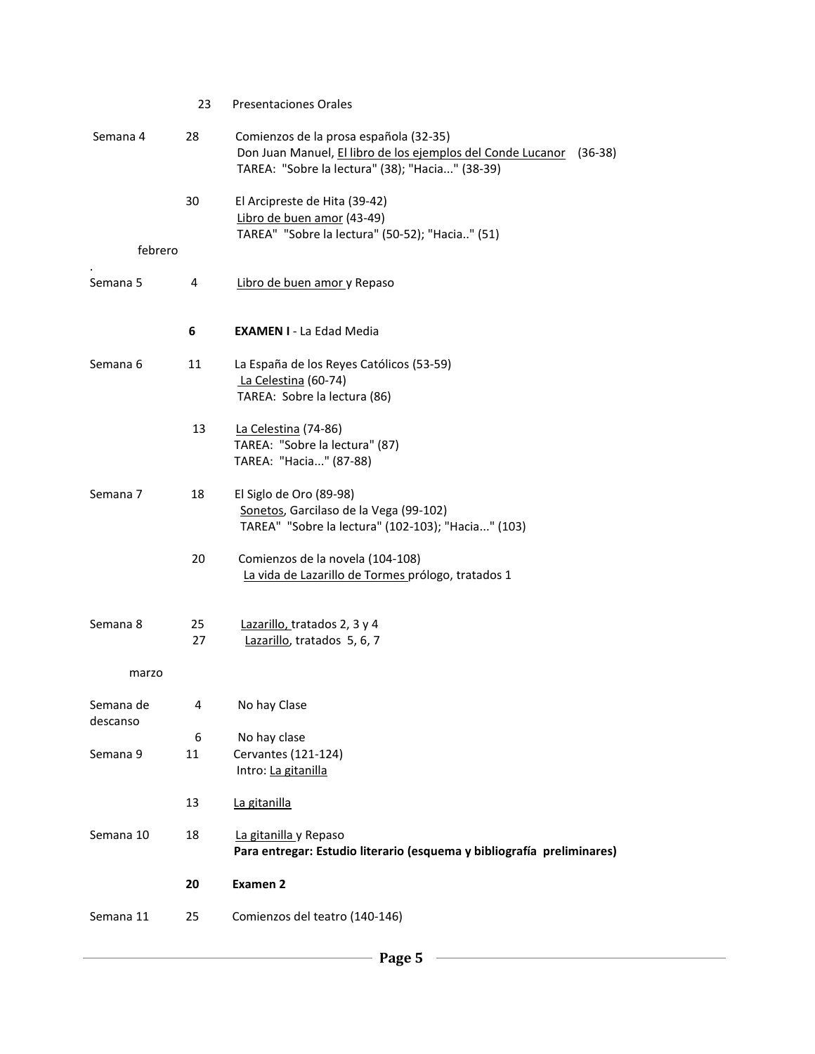| | | |
|---|---|---|
| | 23 | Presentaciones Orales |
| Semana 4 | 28 | Comienzos de la prosa española (32-35)<br>Don Juan Manuel, El libro de los ejemplos del Conde Lucanor (36-38)<br>TAREA: "Sobre la lectura" (38); "Hacia..." (38-39) |
| | 30 | El Arcipreste de Hita (39-42)<br>Libro de buen amor (43-49)<br>TAREA" "Sobre la lectura" (50-52); "Hacia.." (51) |
| febrero | | |
| Semana 5 | 4 | Libro de buen amor y Repaso |
| | **6** | **EXAMEN I** - La Edad Media |
| Semana 6 | 11 | La España de los Reyes Católicos (53-59)<br>La Celestina (60-74)<br>TAREA: Sobre la lectura (86) |
| | 13 | La Celestina (74-86)<br>TAREA: "Sobre la lectura" (87)<br>TAREA: "Hacia..." (87-88) |
| Semana 7 | 18 | El Siglo de Oro (89-98)<br>Sonetos, Garcilaso de la Vega (99-102)<br>TAREA" "Sobre la lectura" (102-103); "Hacia..." (103) |
| | 20 | Comienzos de la novela (104-108)<br>La vida de Lazarillo de Tormes prólogo, tratados 1 |
| Semana 8 | 25 | Lazarillo, tratados 2, 3 y 4 |
| | 27 | Lazarillo, tratados 5, 6, 7 |
| marzo | | |
| Semana de descanso | 4 | No hay Clase |
| | 6 | No hay clase |
| Semana 9 | 11 | Cervantes (121-124)<br>Intro: La gitanilla |
| | 13 | La gitanilla |
| Semana 10 | 18 | La gitanilla y Repaso<br>**Para entregar: Estudio literario (esquema y bibliografía preliminares)** |
| | **20** | **Examen 2** |
| Semana 11 | 25 | Comienzos del teatro (140-146) |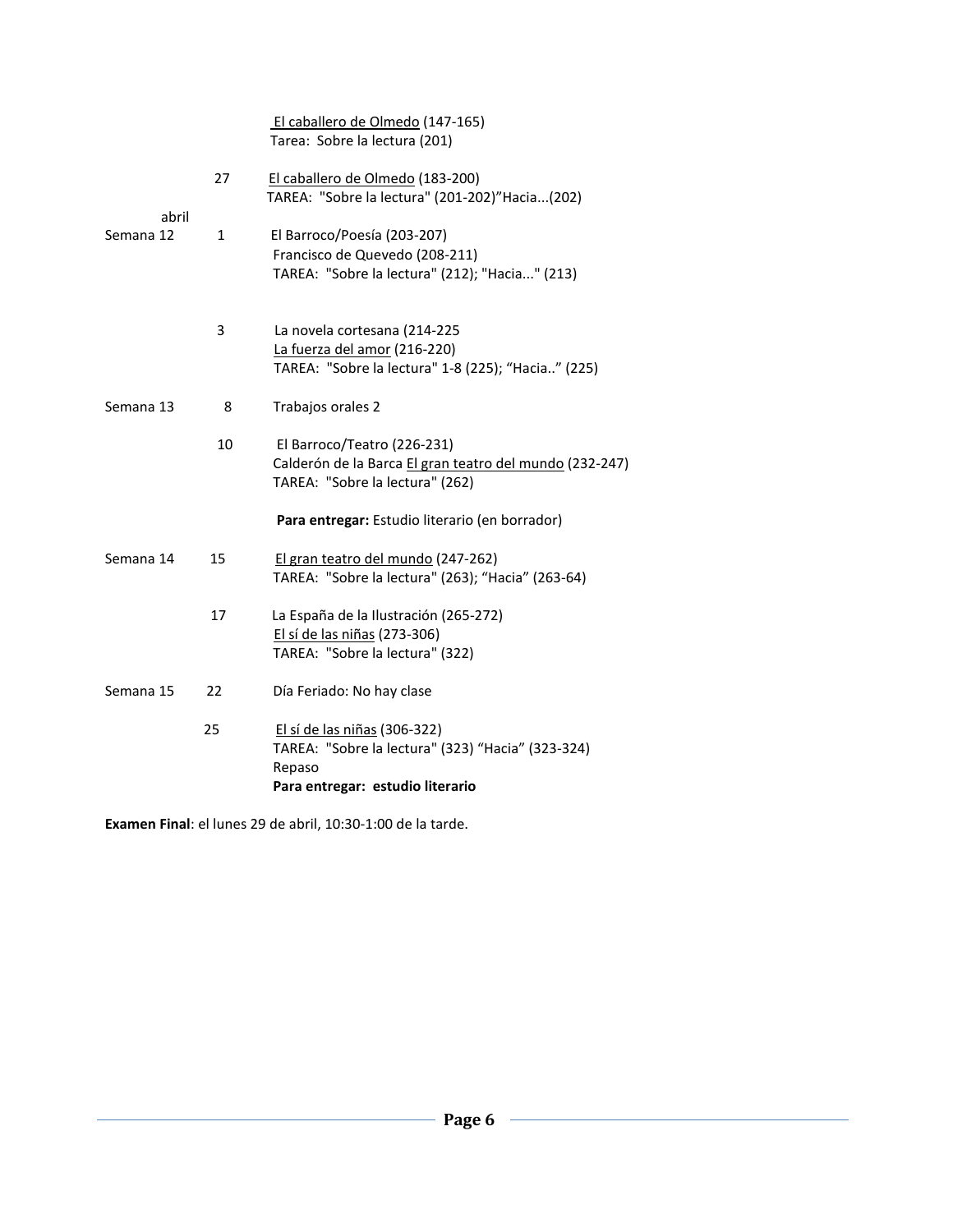| | | |
|---|---|---|
| | | <u>El caballero de Olmedo</u> (147-165)<br>Tarea: Sobre la lectura (201) |
| | 27 | <u>El caballero de Olmedo</u> (183-200)<br>TAREA: "Sobre la lectura" (201-202)"Hacia...(202) |
| abril<br>Semana 12 | 1 | El Barroco/Poesía (203-207)<br>Francisco de Quevedo (208-211)<br>TAREA: "Sobre la lectura" (212); "Hacia..." (213) |
| | 3 | La novela cortesana (214-225<br><u>La fuerza del amor</u> (216-220)<br>TAREA: "Sobre la lectura" 1-8 (225); "Hacia.." (225) |
| Semana 13 | 8 | Trabajos orales 2 |
| | 10 | El Barroco/Teatro (226-231)<br>Calderón de la Barca <u>El gran teatro del mundo</u> (232-247)<br>TAREA: "Sobre la lectura" (262)<br><br>**Para entregar:** Estudio literario (en borrador) |
| Semana 14 | 15 | <u>El gran teatro del mundo</u> (247-262)<br>TAREA: "Sobre la lectura" (263); "Hacia" (263-64) |
| | 17 | La España de la Ilustración (265-272)<br><u>El sí de las niñas</u> (273-306)<br>TAREA: "Sobre la lectura" (322) |
| Semana 15 | 22 | Día Feriado: No hay clase |
| | 25 | <u>El sí de las niñas</u> (306-322)<br>TAREA: "Sobre la lectura" (323) "Hacia" (323-324)<br>Repaso<br>**Para entregar: estudio literario** |

**Examen Final**: el lunes 29 de abril, 10:30-1:00 de la tarde.